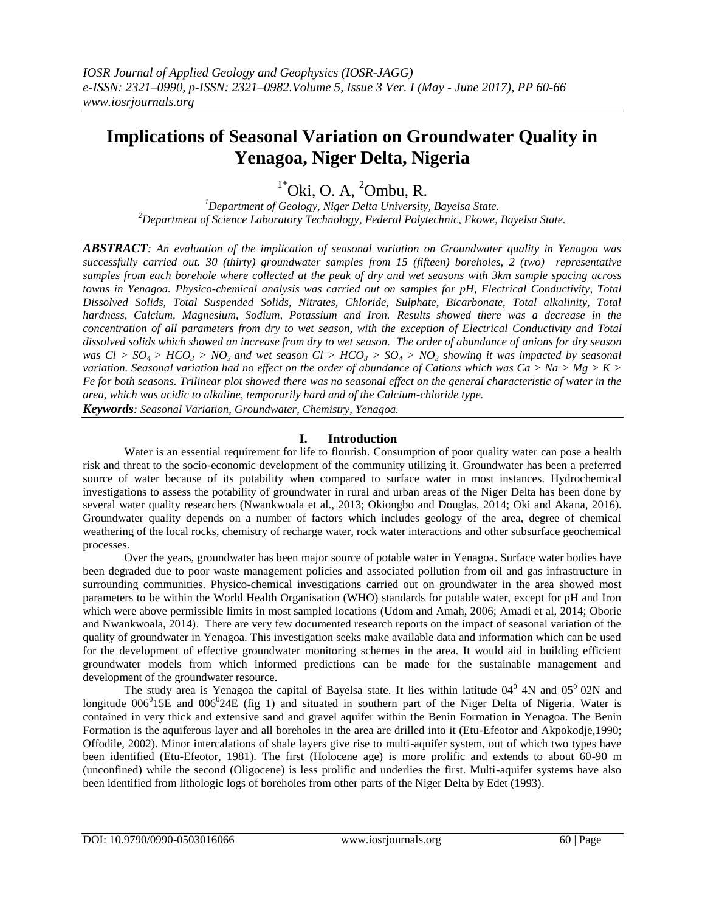# Implications of Seasonal Variation on Groundwater Quality in Yenagoa, Niger Delta, Nigeria

[1*]Oki, O. A, [2]Ombu, R.

[1]*Department of Geology, Niger Delta University, Bayelsa State.*
[2]*Department of Science Laboratory Technology, Federal Polytechnic, Ekowe, Bayelsa State.*

***ABSTRACT****: An evaluation of the implication of seasonal variation on Groundwater quality in Yenagoa was successfully carried out. 30 (thirty) groundwater samples from 15 (fifteen) boreholes, 2 (two) representative samples from each borehole where collected at the peak of dry and wet seasons with 3km sample spacing across towns in Yenagoa. Physico-chemical analysis was carried out on samples for pH, Electrical Conductivity, Total Dissolved Solids, Total Suspended Solids, Nitrates, Chloride, Sulphate, Bicarbonate, Total alkalinity, Total hardness, Calcium, Magnesium, Sodium, Potassium and Iron. Results showed there was a decrease in the concentration of all parameters from dry to wet season, with the exception of Electrical Conductivity and Total dissolved solids which showed an increase from dry to wet season. The order of abundance of anions for dry season was $Cl > SO_4 > HCO_3 > NO_3$ and wet season $Cl > HCO_3 > SO_4 > NO_3$ showing it was impacted by seasonal variation. Seasonal variation had no effect on the order of abundance of Cations which was $Ca > Na > Mg > K > Fe$ for both seasons. Trilinear plot showed there was no seasonal effect on the general characteristic of water in the area, which was acidic to alkaline, temporarily hard and of the Calcium-chloride type.*

***Keywords****: Seasonal Variation, Groundwater, Chemistry, Yenagoa.*

## I. Introduction

Water is an essential requirement for life to flourish. Consumption of poor quality water can pose a health risk and threat to the socio-economic development of the community utilizing it. Groundwater has been a preferred source of water because of its potability when compared to surface water in most instances. Hydrochemical investigations to assess the potability of groundwater in rural and urban areas of the Niger Delta has been done by several water quality researchers (Nwankwoala et al., 2013; Okiongbo and Douglas, 2014; Oki and Akana, 2016). Groundwater quality depends on a number of factors which includes geology of the area, degree of chemical weathering of the local rocks, chemistry of recharge water, rock water interactions and other subsurface geochemical processes.

Over the years, groundwater has been major source of potable water in Yenagoa. Surface water bodies have been degraded due to poor waste management policies and associated pollution from oil and gas infrastructure in surrounding communities. Physico-chemical investigations carried out on groundwater in the area showed most parameters to be within the World Health Organisation (WHO) standards for potable water, except for pH and Iron which were above permissible limits in most sampled locations (Udom and Amah, 2006; Amadi et al, 2014; Oborie and Nwankwoala, 2014). There are very few documented research reports on the impact of seasonal variation of the quality of groundwater in Yenagoa. This investigation seeks make available data and information which can be used for the development of effective groundwater monitoring schemes in the area. It would aid in building efficient groundwater models from which informed predictions can be made for the sustainable management and development of the groundwater resource.

The study area is Yenagoa the capital of Bayelsa state. It lies within latitude $04^0$ 4N and $05^0$ 02N and longitude $006^0$15E and $006^0$24E (fig 1) and situated in southern part of the Niger Delta of Nigeria. Water is contained in very thick and extensive sand and gravel aquifer within the Benin Formation in Yenagoa. The Benin Formation is the aquiferous layer and all boreholes in the area are drilled into it (Etu-Efeotor and Akpokodje,1990; Offodile, 2002). Minor intercalations of shale layers give rise to multi-aquifer system, out of which two types have been identified (Etu-Efeotor, 1981). The first (Holocene age) is more prolific and extends to about 60-90 m (unconfined) while the second (Oligocene) is less prolific and underlies the first. Multi-aquifer systems have also been identified from lithologic logs of boreholes from other parts of the Niger Delta by Edet (1993).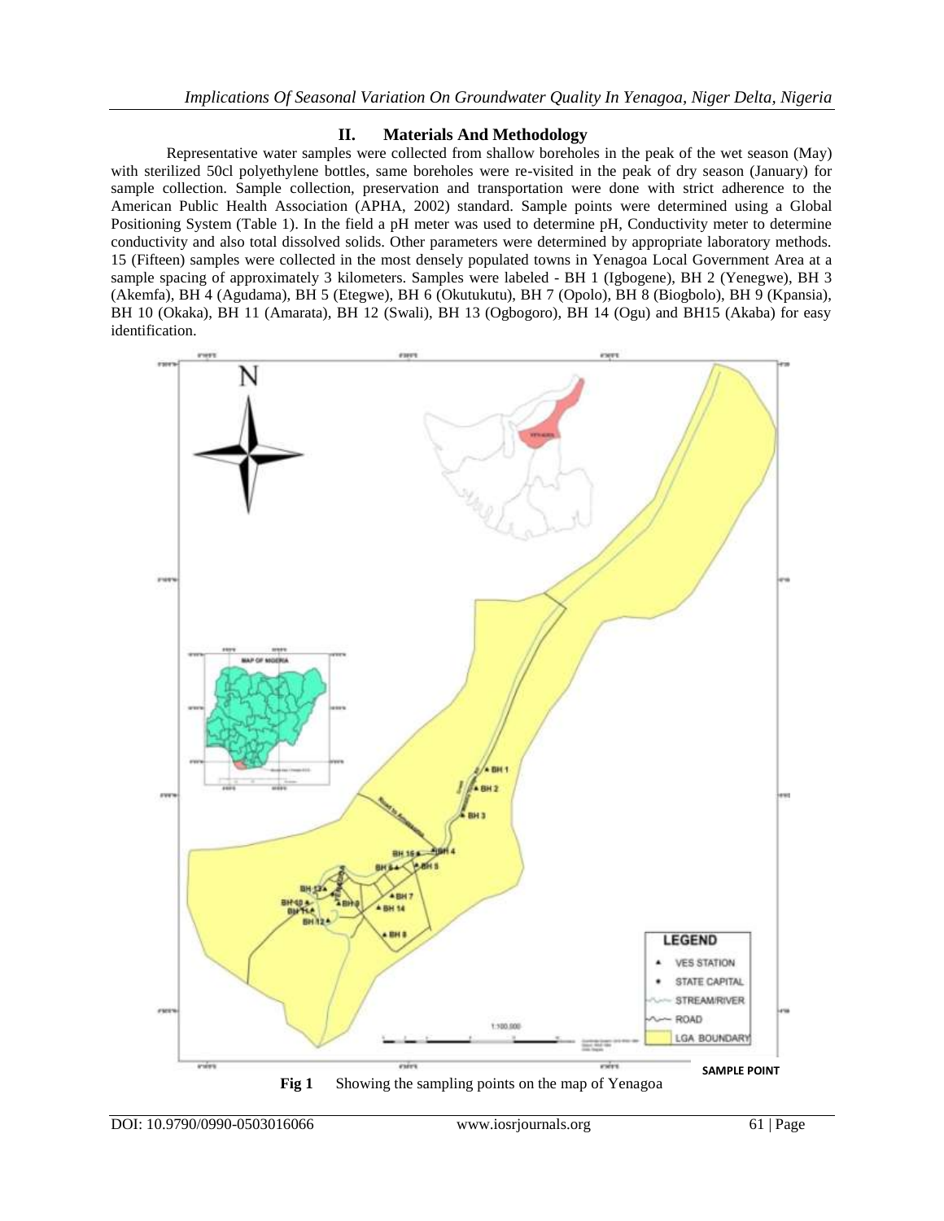## II. Materials And Methodology

Representative water samples were collected from shallow boreholes in the peak of the wet season (May) with sterilized 50cl polyethylene bottles, same boreholes were re-visited in the peak of dry season (January) for sample collection. Sample collection, preservation and transportation were done with strict adherence to the American Public Health Association (APHA, 2002) standard. Sample points were determined using a Global Positioning System (Table 1). In the field a pH meter was used to determine pH, Conductivity meter to determine conductivity and also total dissolved solids. Other parameters were determined by appropriate laboratory methods. 15 (Fifteen) samples were collected in the most densely populated towns in Yenagoa Local Government Area at a sample spacing of approximately 3 kilometers. Samples were labeled - BH 1 (Igbogene), BH 2 (Yenegwe), BH 3 (Akemfa), BH 4 (Agudama), BH 5 (Etegwe), BH 6 (Okutukutu), BH 7 (Opolo), BH 8 (Biogbolo), BH 9 (Kpansia), BH 10 (Okaka), BH 11 (Amarata), BH 12 (Swali), BH 13 (Ogbogoro), BH 14 (Ogu) and BH15 (Akaba) for easy identification.

**Fig 1** Showing the sampling points on the map of Yenagoa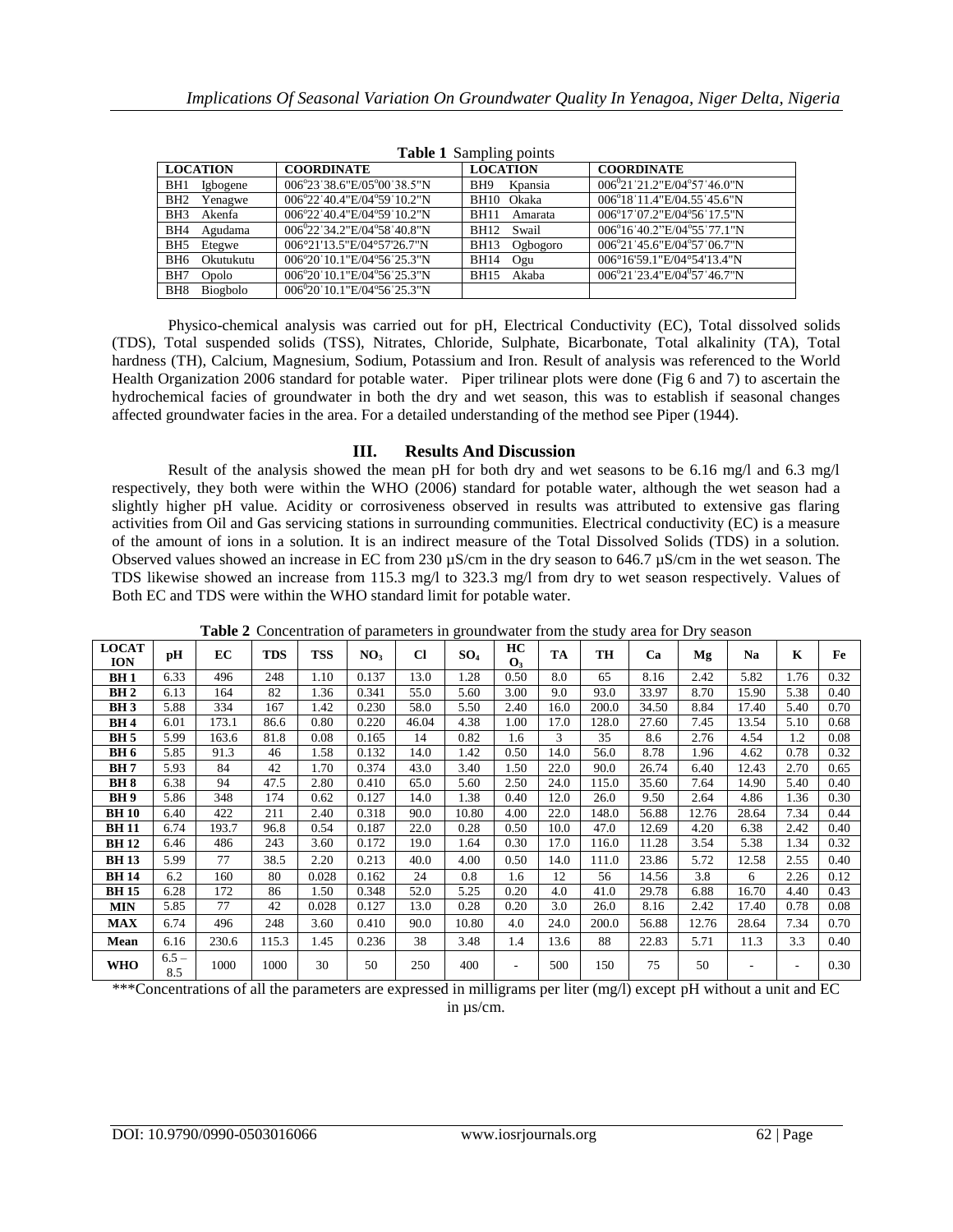**Table 1** Sampling points

| LOCATION | COORDINATE | LOCATION | COORDINATE |
|---|---|---|---|
| BH1 Igbogene | 006°23`38.6"E/05°00`38.5"N | BH9 Kpansia | 006°21`21.2"E/04°57`46.0"N |
| BH2 Yenagwe | 006°22`40.4"E/04°59`10.2"N | BH10 Okaka | 006°18`11.4"E/04.55`45.6"N |
| BH3 Akenfa | 006°22`40.4"E/04°59`10.2"N | BH11 Amarata | 006°17`07.2"E/04°56`17.5"N |
| BH4 Agudama | 006°22`34.2"E/04°58`40.8"N | BH12 Swail | 006°16`40.2"E/04°55`77.1"N |
| BH5 Etegwe | 006°21'13.5"E/04°57'26.7"N | BH13 Ogbogoro | 006°21`45.6"E/04°57`06.7"N |
| BH6 Okutukutu | 006°20`10.1"E/04°56`25.3"N | BH14 Ogu | 006°16'59.1"E/04°54'13.4"N |
| BH7 Opolo | 006°20`10.1"E/04°56`25.3"N | BH15 Akaba | 006°21`23.4"E/04°57`46.7"N |
| BH8 Biogbolo | 006°20`10.1"E/04°56`25.3"N | | |

Physico-chemical analysis was carried out for pH, Electrical Conductivity (EC), Total dissolved solids (TDS), Total suspended solids (TSS), Nitrates, Chloride, Sulphate, Bicarbonate, Total alkalinity (TA), Total hardness (TH), Calcium, Magnesium, Sodium, Potassium and Iron. Result of analysis was referenced to the World Health Organization 2006 standard for potable water. Piper trilinear plots were done (Fig 6 and 7) to ascertain the hydrochemical facies of groundwater in both the dry and wet season, this was to establish if seasonal changes affected groundwater facies in the area. For a detailed understanding of the method see Piper (1944).

## III. Results And Discussion

Result of the analysis showed the mean pH for both dry and wet seasons to be 6.16 mg/l and 6.3 mg/l respectively, they both were within the WHO (2006) standard for potable water, although the wet season had a slightly higher pH value. Acidity or corrosiveness observed in results was attributed to extensive gas flaring activities from Oil and Gas servicing stations in surrounding communities. Electrical conductivity (EC) is a measure of the amount of ions in a solution. It is an indirect measure of the Total Dissolved Solids (TDS) in a solution. Observed values showed an increase in EC from 230 µS/cm in the dry season to 646.7 µS/cm in the wet season. The TDS likewise showed an increase from 115.3 mg/l to 323.3 mg/l from dry to wet season respectively. Values of Both EC and TDS were within the WHO standard limit for potable water.

**Table 2** Concentration of parameters in groundwater from the study area for Dry season

| LOCATION | pH | EC | TDS | TSS | $NO_3$ | Cl | $SO_4$ | $HCO_3$ | TA | TH | Ca | Mg | Na | K | Fe |
|---|---|---|---|---|---|---|---|---|---|---|---|---|---|---|---|
| **BH 1** | 6.33 | 496 | 248 | 1.10 | 0.137 | 13.0 | 1.28 | 0.50 | 8.0 | 65 | 8.16 | 2.42 | 5.82 | 1.76 | 0.32 |
| **BH 2** | 6.13 | 164 | 82 | 1.36 | 0.341 | 55.0 | 5.60 | 3.00 | 9.0 | 93.0 | 33.97 | 8.70 | 15.90 | 5.38 | 0.40 |
| **BH 3** | 5.88 | 334 | 167 | 1.42 | 0.230 | 58.0 | 5.50 | 2.40 | 16.0 | 200.0 | 34.50 | 8.84 | 17.40 | 5.40 | 0.70 |
| **BH 4** | 6.01 | 173.1 | 86.6 | 0.80 | 0.220 | 46.04 | 4.38 | 1.00 | 17.0 | 128.0 | 27.60 | 7.45 | 13.54 | 5.10 | 0.68 |
| **BH 5** | 5.99 | 163.6 | 81.8 | 0.08 | 0.165 | 14 | 0.82 | 1.6 | 3 | 35 | 8.6 | 2.76 | 4.54 | 1.2 | 0.08 |
| **BH 6** | 5.85 | 91.3 | 46 | 1.58 | 0.132 | 14.0 | 1.42 | 0.50 | 14.0 | 56.0 | 8.78 | 1.96 | 4.62 | 0.78 | 0.32 |
| **BH 7** | 5.93 | 84 | 42 | 1.70 | 0.374 | 43.0 | 3.40 | 1.50 | 22.0 | 90.0 | 26.74 | 6.40 | 12.43 | 2.70 | 0.65 |
| **BH 8** | 6.38 | 94 | 47.5 | 2.80 | 0.410 | 65.0 | 5.60 | 2.50 | 24.0 | 115.0 | 35.60 | 7.64 | 14.90 | 5.40 | 0.40 |
| **BH 9** | 5.86 | 348 | 174 | 0.62 | 0.127 | 14.0 | 1.38 | 0.40 | 12.0 | 26.0 | 9.50 | 2.64 | 4.86 | 1.36 | 0.30 |
| **BH 10** | 6.40 | 422 | 211 | 2.40 | 0.318 | 90.0 | 10.80 | 4.00 | 22.0 | 148.0 | 56.88 | 12.76 | 28.64 | 7.34 | 0.44 |
| **BH 11** | 6.74 | 193.7 | 96.8 | 0.54 | 0.187 | 22.0 | 0.28 | 0.50 | 10.0 | 47.0 | 12.69 | 4.20 | 6.38 | 2.42 | 0.40 |
| **BH 12** | 6.46 | 486 | 243 | 3.60 | 0.172 | 19.0 | 1.64 | 0.30 | 17.0 | 116.0 | 11.28 | 3.54 | 5.38 | 1.34 | 0.32 |
| **BH 13** | 5.99 | 77 | 38.5 | 2.20 | 0.213 | 40.0 | 4.00 | 0.50 | 14.0 | 111.0 | 23.86 | 5.72 | 12.58 | 2.55 | 0.40 |
| **BH 14** | 6.2 | 160 | 80 | 0.028 | 0.162 | 24 | 0.8 | 1.6 | 12 | 56 | 14.56 | 3.8 | 6 | 2.26 | 0.12 |
| **BH 15** | 6.28 | 172 | 86 | 1.50 | 0.348 | 52.0 | 5.25 | 0.20 | 4.0 | 41.0 | 29.78 | 6.88 | 16.70 | 4.40 | 0.43 |
| **MIN** | 5.85 | 77 | 42 | 0.028 | 0.127 | 13.0 | 0.28 | 0.20 | 3.0 | 26.0 | 8.16 | 2.42 | 17.40 | 0.78 | 0.08 |
| **MAX** | 6.74 | 496 | 248 | 3.60 | 0.410 | 90.0 | 10.80 | 4.0 | 24.0 | 200.0 | 56.88 | 12.76 | 28.64 | 7.34 | 0.70 |
| **Mean** | 6.16 | 230.6 | 115.3 | 1.45 | 0.236 | 38 | 3.48 | 1.4 | 13.6 | 88 | 22.83 | 5.71 | 11.3 | 3.3 | 0.40 |
| **WHO** | 6.5 – 8.5 | 1000 | 1000 | 30 | 50 | 250 | 400 | - | 500 | 150 | 75 | 50 | - | - | 0.30 |

***Concentrations of all the parameters are expressed in milligrams per liter (mg/l) except pH without a unit and EC in µs/cm.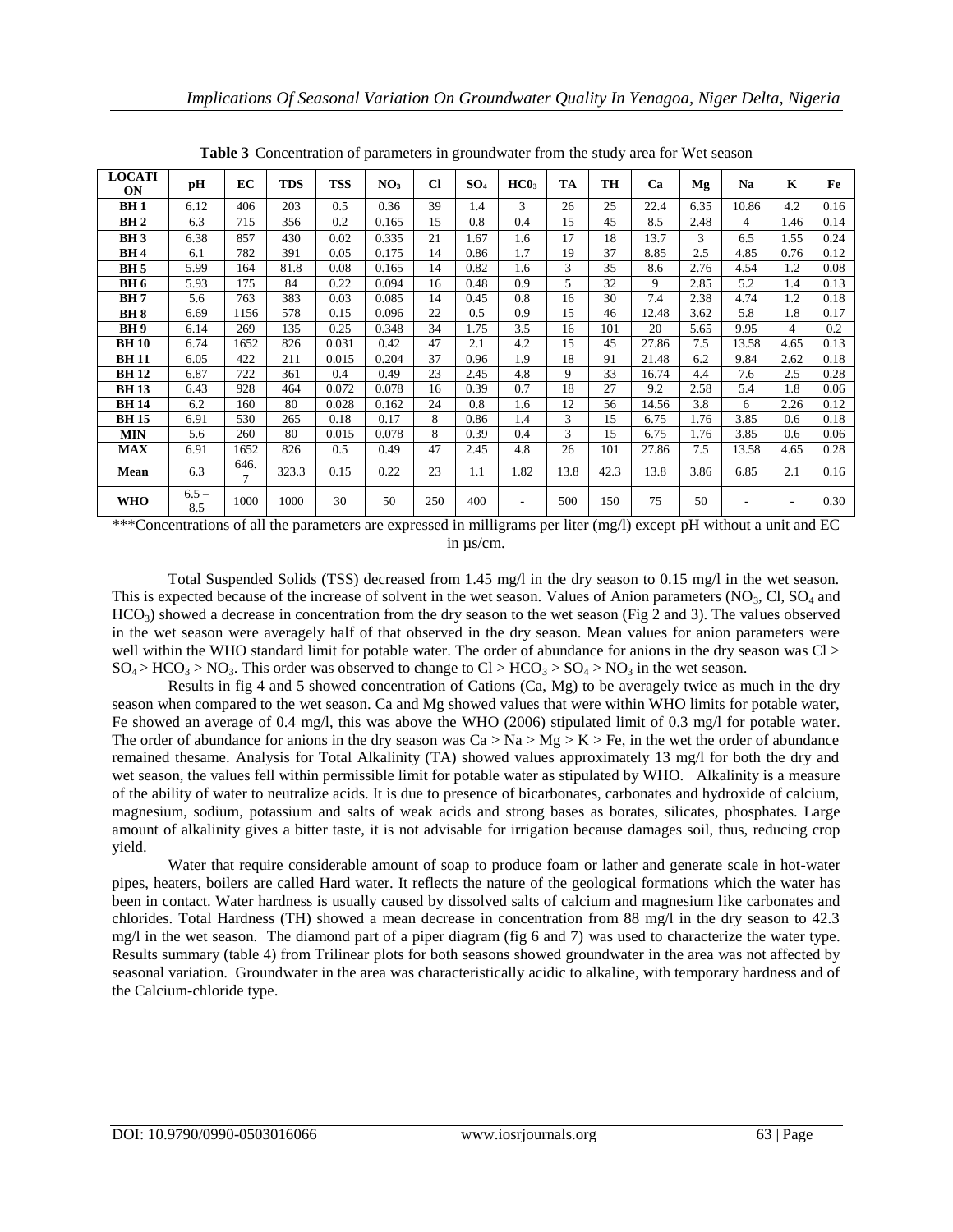**Table 3** Concentration of parameters in groundwater from the study area for Wet season

| LOCATION | pH | EC | TDS | TSS | $NO_3$ | Cl | $SO_4$ | $HC0_3$ | TA | TH | Ca | Mg | Na | K | Fe |
|---|---|---|---|---|---|---|---|---|---|---|---|---|---|---|---|
| **BH 1** | 6.12 | 406 | 203 | 0.5 | 0.36 | 39 | 1.4 | 3 | 26 | 25 | 22.4 | 6.35 | 10.86 | 4.2 | 0.16 |
| **BH 2** | 6.3 | 715 | 356 | 0.2 | 0.165 | 15 | 0.8 | 0.4 | 15 | 45 | 8.5 | 2.48 | 4 | 1.46 | 0.14 |
| **BH 3** | 6.38 | 857 | 430 | 0.02 | 0.335 | 21 | 1.67 | 1.6 | 17 | 18 | 13.7 | 3 | 6.5 | 1.55 | 0.24 |
| **BH 4** | 6.1 | 782 | 391 | 0.05 | 0.175 | 14 | 0.86 | 1.7 | 19 | 37 | 8.85 | 2.5 | 4.85 | 0.76 | 0.12 |
| **BH 5** | 5.99 | 164 | 81.8 | 0.08 | 0.165 | 14 | 0.82 | 1.6 | 3 | 35 | 8.6 | 2.76 | 4.54 | 1.2 | 0.08 |
| **BH 6** | 5.93 | 175 | 84 | 0.22 | 0.094 | 16 | 0.48 | 0.9 | 5 | 32 | 9 | 2.85 | 5.2 | 1.4 | 0.13 |
| **BH 7** | 5.6 | 763 | 383 | 0.03 | 0.085 | 14 | 0.45 | 0.8 | 16 | 30 | 7.4 | 2.38 | 4.74 | 1.2 | 0.18 |
| **BH 8** | 6.69 | 1156 | 578 | 0.15 | 0.096 | 22 | 0.5 | 0.9 | 15 | 46 | 12.48 | 3.62 | 5.8 | 1.8 | 0.17 |
| **BH 9** | 6.14 | 269 | 135 | 0.25 | 0.348 | 34 | 1.75 | 3.5 | 16 | 101 | 20 | 5.65 | 9.95 | 4 | 0.2 |
| **BH 10** | 6.74 | 1652 | 826 | 0.031 | 0.42 | 47 | 2.1 | 4.2 | 15 | 45 | 27.86 | 7.5 | 13.58 | 4.65 | 0.13 |
| **BH 11** | 6.05 | 422 | 211 | 0.015 | 0.204 | 37 | 0.96 | 1.9 | 18 | 91 | 21.48 | 6.2 | 9.84 | 2.62 | 0.18 |
| **BH 12** | 6.87 | 722 | 361 | 0.4 | 0.49 | 23 | 2.45 | 4.8 | 9 | 33 | 16.74 | 4.4 | 7.6 | 2.5 | 0.28 |
| **BH 13** | 6.43 | 928 | 464 | 0.072 | 0.078 | 16 | 0.39 | 0.7 | 18 | 27 | 9.2 | 2.58 | 5.4 | 1.8 | 0.06 |
| **BH 14** | 6.2 | 160 | 80 | 0.028 | 0.162 | 24 | 0.8 | 1.6 | 12 | 56 | 14.56 | 3.8 | 6 | 2.26 | 0.12 |
| **BH 15** | 6.91 | 530 | 265 | 0.18 | 0.17 | 8 | 0.86 | 1.4 | 3 | 15 | 6.75 | 1.76 | 3.85 | 0.6 | 0.18 |
| **MIN** | 5.6 | 260 | 80 | 0.015 | 0.078 | 8 | 0.39 | 0.4 | 3 | 15 | 6.75 | 1.76 | 3.85 | 0.6 | 0.06 |
| **MAX** | 6.91 | 1652 | 826 | 0.5 | 0.49 | 47 | 2.45 | 4.8 | 26 | 101 | 27.86 | 7.5 | 13.58 | 4.65 | 0.28 |
| **Mean** | 6.3 | 646.7 | 323.3 | 0.15 | 0.22 | 23 | 1.1 | 1.82 | 13.8 | 42.3 | 13.8 | 3.86 | 6.85 | 2.1 | 0.16 |
| **WHO** | 6.5 – 8.5 | 1000 | 1000 | 30 | 50 | 250 | 400 | - | 500 | 150 | 75 | 50 | - | - | 0.30 |

***Concentrations of all the parameters are expressed in milligrams per liter (mg/l) except pH without a unit and EC in µs/cm.

Total Suspended Solids (TSS) decreased from 1.45 mg/l in the dry season to 0.15 mg/l in the wet season. This is expected because of the increase of solvent in the wet season. Values of Anion parameters ($NO_3$, Cl, $SO_4$ and $HCO_3$) showed a decrease in concentration from the dry season to the wet season (Fig 2 and 3). The values observed in the wet season were averagely half of that observed in the dry season. Mean values for anion parameters were well within the WHO standard limit for potable water. The order of abundance for anions in the dry season was Cl > $SO_4$ > $HCO_3$ > $NO_3$. This order was observed to change to Cl > $HCO_3$ > $SO_4$ > $NO_3$ in the wet season.

Results in fig 4 and 5 showed concentration of Cations (Ca, Mg) to be averagely twice as much in the dry season when compared to the wet season. Ca and Mg showed values that were within WHO limits for potable water, Fe showed an average of 0.4 mg/l, this was above the WHO (2006) stipulated limit of 0.3 mg/l for potable water. The order of abundance for anions in the dry season was Ca > Na > Mg > K > Fe, in the wet the order of abundance remained thesame. Analysis for Total Alkalinity (TA) showed values approximately 13 mg/l for both the dry and wet season, the values fell within permissible limit for potable water as stipulated by WHO. Alkalinity is a measure of the ability of water to neutralize acids. It is due to presence of bicarbonates, carbonates and hydroxide of calcium, magnesium, sodium, potassium and salts of weak acids and strong bases as borates, silicates, phosphates. Large amount of alkalinity gives a bitter taste, it is not advisable for irrigation because damages soil, thus, reducing crop yield.

Water that require considerable amount of soap to produce foam or lather and generate scale in hot-water pipes, heaters, boilers are called Hard water. It reflects the nature of the geological formations which the water has been in contact. Water hardness is usually caused by dissolved salts of calcium and magnesium like carbonates and chlorides. Total Hardness (TH) showed a mean decrease in concentration from 88 mg/l in the dry season to 42.3 mg/l in the wet season. The diamond part of a piper diagram (fig 6 and 7) was used to characterize the water type. Results summary (table 4) from Trilinear plots for both seasons showed groundwater in the area was not affected by seasonal variation. Groundwater in the area was characteristically acidic to alkaline, with temporary hardness and of the Calcium-chloride type.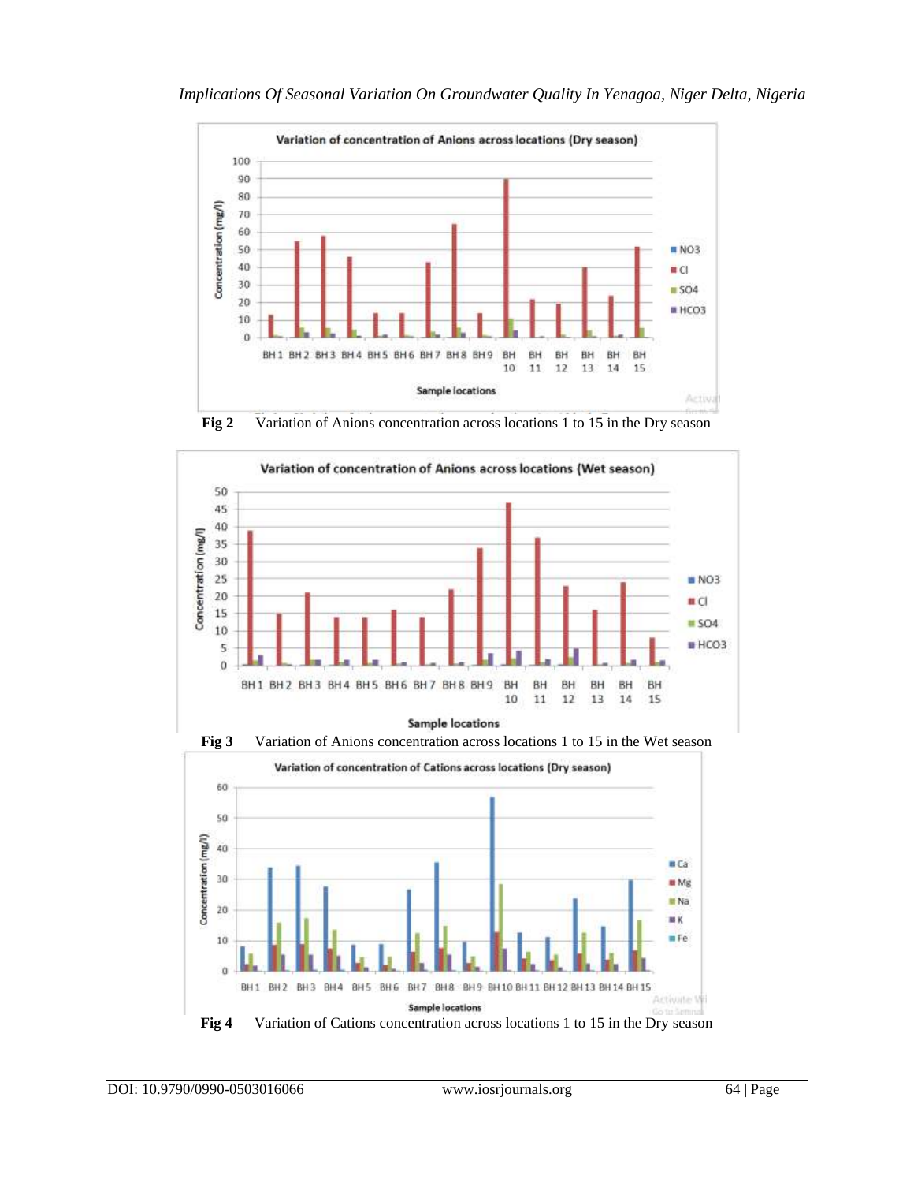Fig 2 Variation of Anions concentration across locations 1 to 15 in the Dry season

Fig 3 Variation of Anions concentration across locations 1 to 15 in the Wet season

Fig 4 Variation of Cations concentration across locations 1 to 15 in the Dry season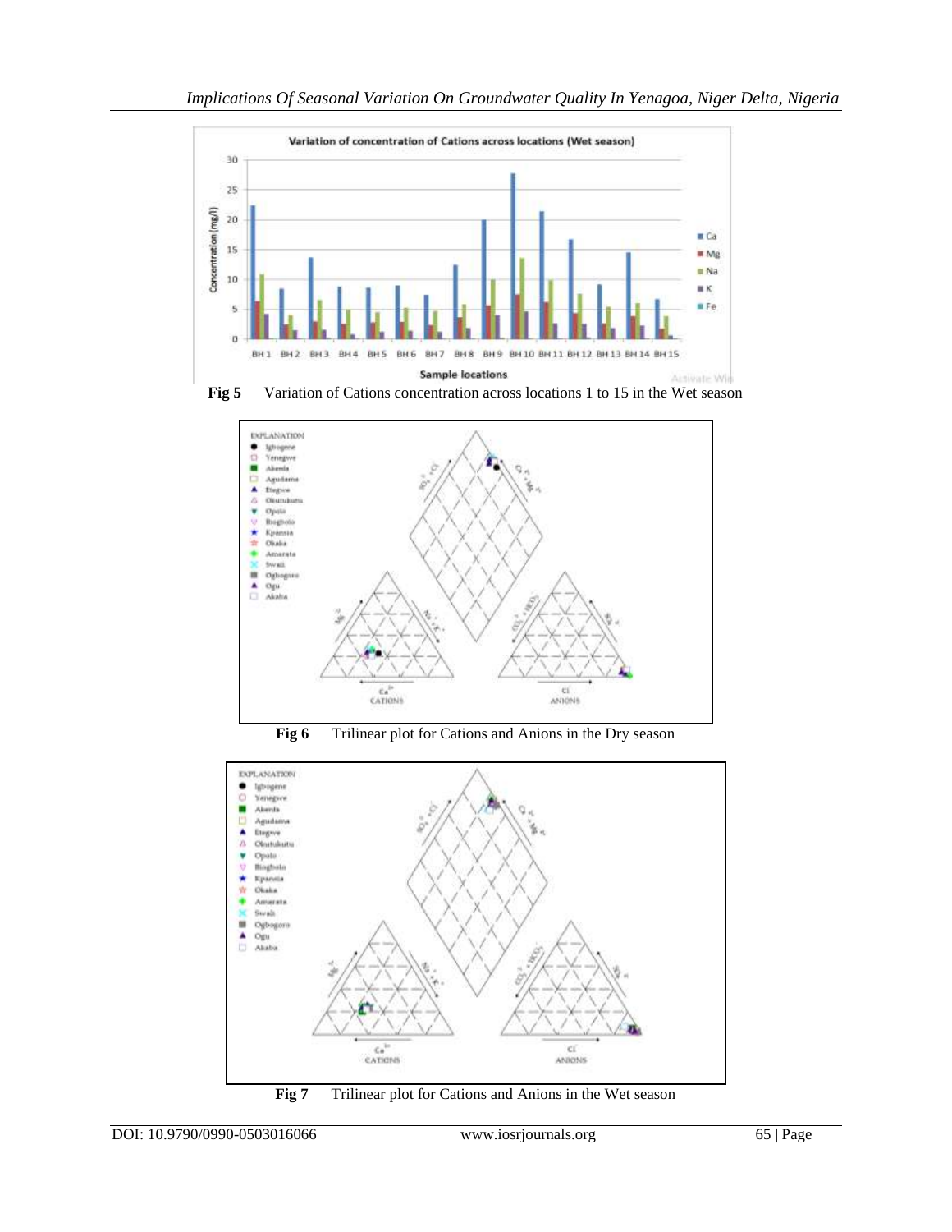Fig 5 Variation of Cations concentration across locations 1 to 15 in the Wet season

Fig 6 Trilinear plot for Cations and Anions in the Dry season

Fig 7 Trilinear plot for Cations and Anions in the Wet season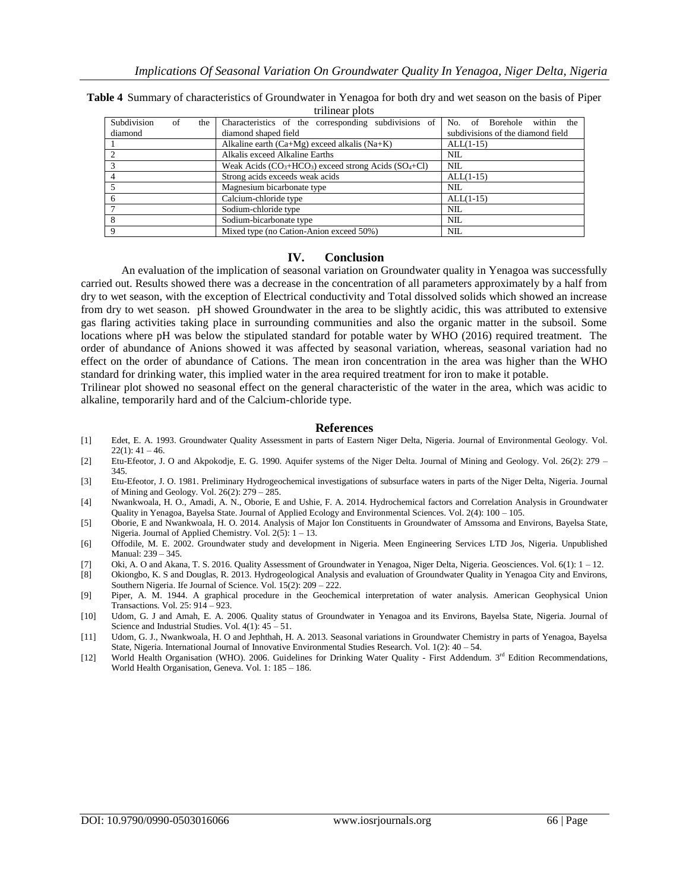**Table 4** Summary of characteristics of Groundwater in Yenagoa for both dry and wet season on the basis of Piper trilinear plots

| Subdivision of the diamond | Characteristics of the corresponding subdivisions of diamond shaped field | No. of Borehole within the subdivisions of the diamond field |
|---|---|---|
| 1 | Alkaline earth (Ca+Mg) exceed alkalis (Na+K) | ALL(1-15) |
| 2 | Alkalis exceed Alkaline Earths | NIL |
| 3 | Weak Acids ($CO_3$+$HCO_3$) exceed strong Acids ($SO_4$+Cl) | NIL |
| 4 | Strong acids exceeds weak acids | ALL(1-15) |
| 5 | Magnesium bicarbonate type | NIL |
| 6 | Calcium-chloride type | ALL(1-15) |
| 7 | Sodium-chloride type | NIL |
| 8 | Sodium-bicarbonate type | NIL |
| 9 | Mixed type (no Cation-Anion exceed 50%) | NIL |

## IV. Conclusion

An evaluation of the implication of seasonal variation on Groundwater quality in Yenagoa was successfully carried out. Results showed there was a decrease in the concentration of all parameters approximately by a half from dry to wet season, with the exception of Electrical conductivity and Total dissolved solids which showed an increase from dry to wet season. pH showed Groundwater in the area to be slightly acidic, this was attributed to extensive gas flaring activities taking place in surrounding communities and also the organic matter in the subsoil. Some locations where pH was below the stipulated standard for potable water by WHO (2016) required treatment. The order of abundance of Anions showed it was affected by seasonal variation, whereas, seasonal variation had no effect on the order of abundance of Cations. The mean iron concentration in the area was higher than the WHO standard for drinking water, this implied water in the area required treatment for iron to make it potable.

Trilinear plot showed no seasonal effect on the general characteristic of the water in the area, which was acidic to alkaline, temporarily hard and of the Calcium-chloride type.

## References

[1] Edet, E. A. 1993. Groundwater Quality Assessment in parts of Eastern Niger Delta, Nigeria. Journal of Environmental Geology. Vol. 22(1): 41 – 46.

[2] Etu-Efeotor, J. O and Akpokodje, E. G. 1990. Aquifer systems of the Niger Delta. Journal of Mining and Geology. Vol. 26(2): 279 – 345.

[3] Etu-Efeotor, J. O. 1981. Preliminary Hydrogeochemical investigations of subsurface waters in parts of the Niger Delta, Nigeria. Journal of Mining and Geology. Vol. 26(2): 279 – 285.

[4] Nwankwoala, H. O., Amadi, A. N., Oborie, E and Ushie, F. A. 2014. Hydrochemical factors and Correlation Analysis in Groundwater Quality in Yenagoa, Bayelsa State. Journal of Applied Ecology and Environmental Sciences. Vol. 2(4): 100 – 105.

[5] Oborie, E and Nwankwoala, H. O. 2014. Analysis of Major Ion Constituents in Groundwater of Amssoma and Environs, Bayelsa State, Nigeria. Journal of Applied Chemistry. Vol. 2(5): 1 – 13.

[6] Offodile, M. E. 2002. Groundwater study and development in Nigeria. Meen Engineering Services LTD Jos, Nigeria. Unpublished Manual: 239 – 345.

[7] Oki, A. O and Akana, T. S. 2016. Quality Assessment of Groundwater in Yenagoa, Niger Delta, Nigeria. Geosciences. Vol. 6(1): 1 – 12.

[8] Okiongbo, K. S and Douglas, R. 2013. Hydrogeological Analysis and evaluation of Groundwater Quality in Yenagoa City and Environs, Southern Nigeria. Ife Journal of Science. Vol. 15(2): 209 – 222.

[9] Piper, A. M. 1944. A graphical procedure in the Geochemical interpretation of water analysis. American Geophysical Union Transactions. Vol. 25: 914 – 923.

[10] Udom, G. J and Amah, E. A. 2006. Quality status of Groundwater in Yenagoa and its Environs, Bayelsa State, Nigeria. Journal of Science and Industrial Studies. Vol. 4(1): 45 – 51.

[11] Udom, G. J., Nwankwoala, H. O and Jephthah, H. A. 2013. Seasonal variations in Groundwater Chemistry in parts of Yenagoa, Bayelsa State, Nigeria. International Journal of Innovative Environmental Studies Research. Vol. 1(2): 40 – 54.

[12] World Health Organisation (WHO). 2006. Guidelines for Drinking Water Quality - First Addendum. 3rd Edition Recommendations, World Health Organisation, Geneva. Vol. 1: 185 – 186.